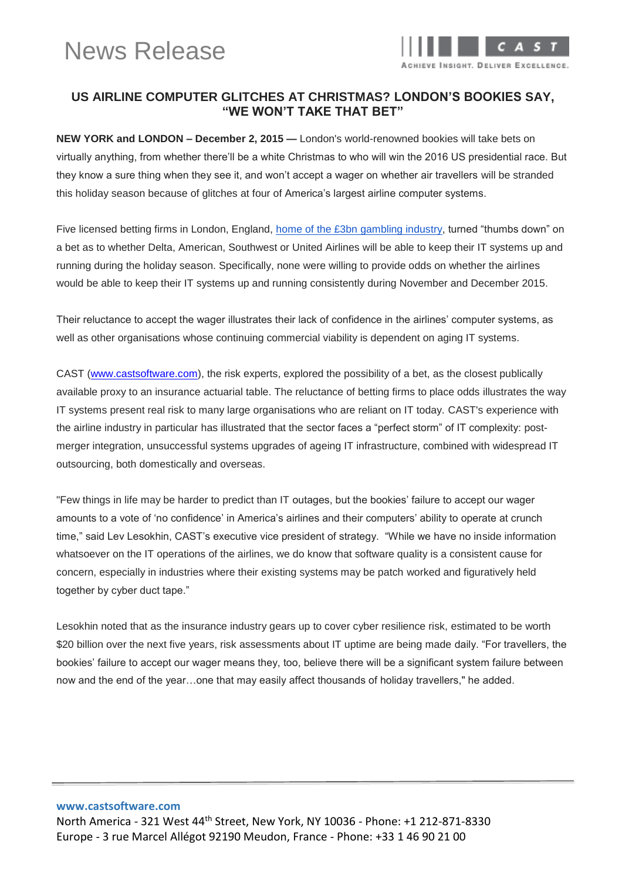# News Release

ACHIEVE INSIGHT. DELIVER EXCELLENCE.

## US AIRLINE COMPUTER GLITCHES AT CHRISTMAS? LONDON'S BOOKIES SAY, "WE WON'T TAKE THAT BET"

**NEW YORK and LONDON – December 2, 2015 —** London's world-renowned bookies will take bets on virtually anything, from whether there'll be a white Christmas to who will win the 2016 US presidential race. But they know a sure thing when they see it, and won't accept a wager on whether air travellers will be stranded this holiday season because of glitches at four of America's largest airline computer systems.

Five licensed betting firms in London, England, [home of the £3bn gambling industry], turned "thumbs down" on a bet as to whether Delta, American, Southwest or United Airlines will be able to keep their IT systems up and running during the holiday season. Specifically, none were willing to provide odds on whether the airlines would be able to keep their IT systems up and running consistently during November and December 2015.

Their reluctance to accept the wager illustrates their lack of confidence in the airlines' computer systems, as well as other organisations whose continuing commercial viability is dependent on aging IT systems.

CAST (www.castsoftware.com), the risk experts, explored the possibility of a bet, as the closest publically available proxy to an insurance actuarial table. The reluctance of betting firms to place odds illustrates the way IT systems present real risk to many large organisations who are reliant on IT today. CAST's experience with the airline industry in particular has illustrated that the sector faces a "perfect storm" of IT complexity: post-merger integration, unsuccessful systems upgrades of ageing IT infrastructure, combined with widespread IT outsourcing, both domestically and overseas.

"Few things in life may be harder to predict than IT outages, but the bookies' failure to accept our wager amounts to a vote of 'no confidence' in America's airlines and their computers' ability to operate at crunch time," said Lev Lesokhin, CAST's executive vice president of strategy. "While we have no inside information whatsoever on the IT operations of the airlines, we do know that software quality is a consistent cause for concern, especially in industries where their existing systems may be patch worked and figuratively held together by cyber duct tape."

Lesokhin noted that as the insurance industry gears up to cover cyber resilience risk, estimated to be worth $20 billion over the next five years, risk assessments about IT uptime are being made daily. "For travellers, the bookies' failure to accept our wager means they, too, believe there will be a significant system failure between now and the end of the year…one that may easily affect thousands of holiday travellers," he added.

**www.castsoftware.com**
North America - 321 West 44th Street, New York, NY 10036 - Phone: +1 212-871-8330
Europe - 3 rue Marcel Allégot 92190 Meudon, France - Phone: +33 1 46 90 21 00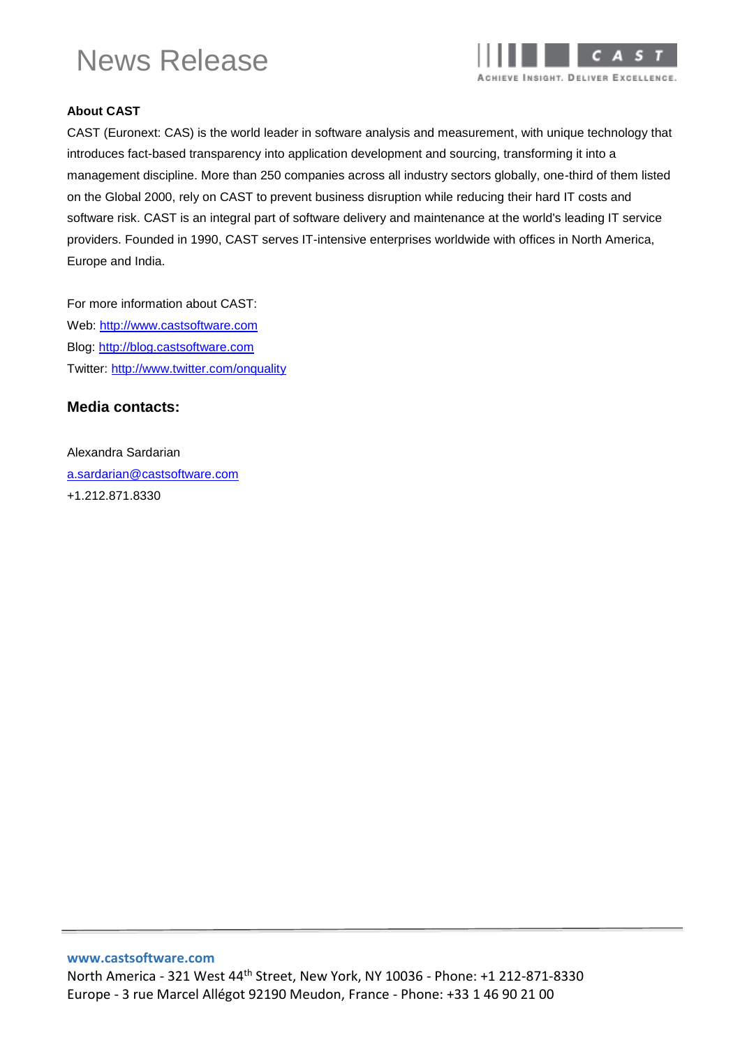**About CAST**

CAST (Euronext: CAS) is the world leader in software analysis and measurement, with unique technology that introduces fact-based transparency into application development and sourcing, transforming it into a management discipline. More than 250 companies across all industry sectors globally, one-third of them listed on the Global 2000, rely on CAST to prevent business disruption while reducing their hard IT costs and software risk. CAST is an integral part of software delivery and maintenance at the world's leading IT service providers. Founded in 1990, CAST serves IT-intensive enterprises worldwide with offices in North America, Europe and India.

For more information about CAST:
Web: http://www.castsoftware.com
Blog: http://blog.castsoftware.com
Twitter: http://www.twitter.com/onquality

### Media contacts:

Alexandra Sardarian
a.sardarian@castsoftware.com
+1.212.871.8330